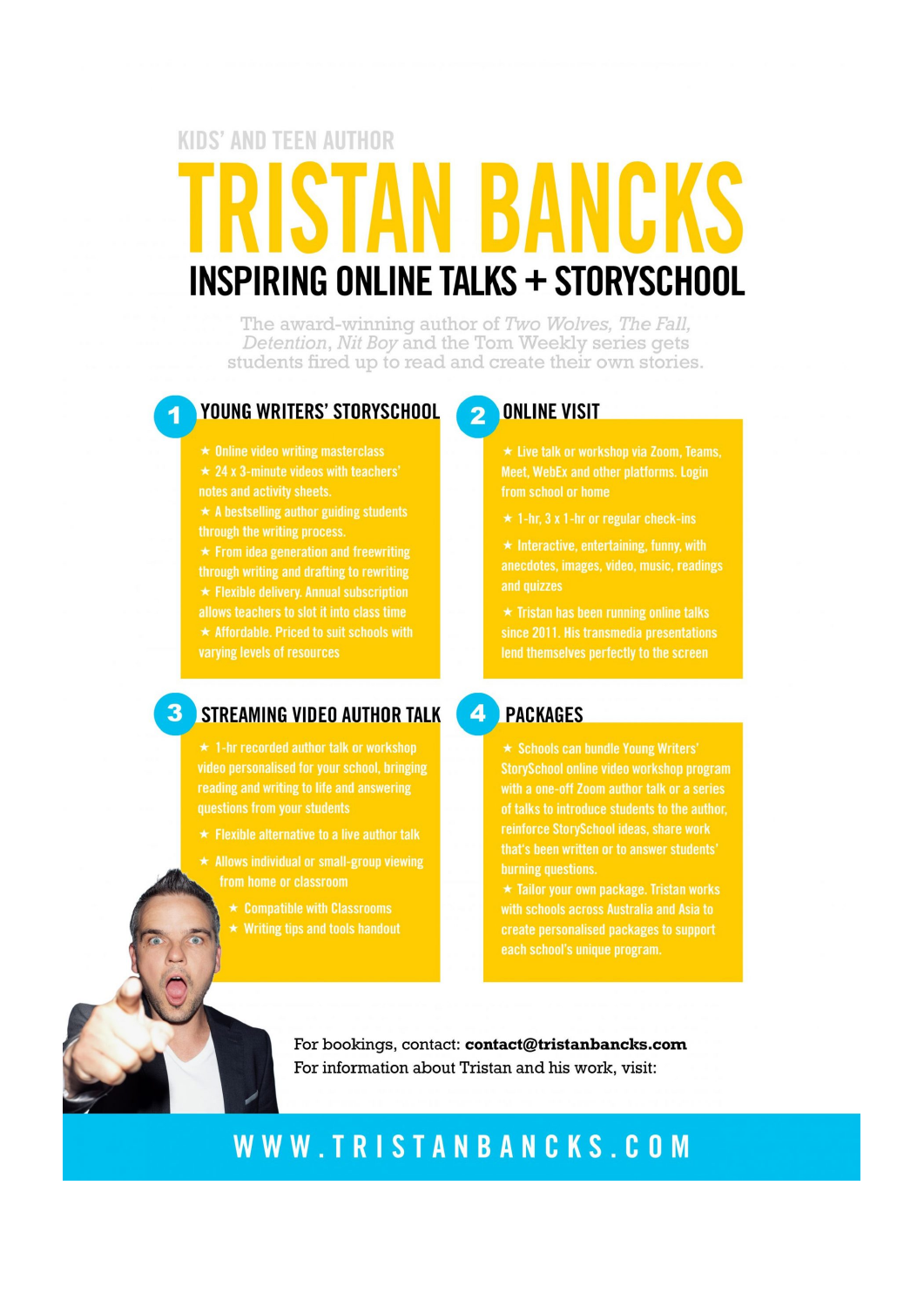KIDS' AND TEEN AUTHOR

# TRISTAN BANCKS

## INSPIRING ONLINE TALKS + STORYSCHOOL

The award-winning author of *Two Wolves*, *The Fall*, *Detention*, *Nit Boy* and the Tom Weekly series gets students fired up to read and create their own stories.

### 1 YOUNG WRITERS' STORYSCHOOL

★ Online video writing masterclass
★ 24 x 3-minute videos with teachers' notes and activity sheets.
★ A bestselling author guiding students through the writing process.
★ From idea generation and freewriting through writing and drafting to rewriting
★ Flexible delivery. Annual subscription allows teachers to slot it into class time
★ Affordable. Priced to suit schools with varying levels of resources

### 2 ONLINE VISIT

★ Live talk or workshop via Zoom, Teams, Meet, WebEx and other platforms. Login from school or home

★ 1-hr, 3 x 1-hr or regular check-ins

★ Interactive, entertaining, funny, with anecdotes, images, video, music, readings and quizzes

★ Tristan has been running online talks since 2011. His transmedia presentations lend themselves perfectly to the screen

### 3 STREAMING VIDEO AUTHOR TALK

★ 1-hr recorded author talk or workshop video personalised for your school, bringing reading and writing to life and answering questions from your students

★ Flexible alternative to a live author talk

★ Allows individual or small-group viewing from home or classroom

★ Compatible with Classrooms
★ Writing tips and tools handout

### 4 PACKAGES

★ Schools can bundle Young Writers' StorySchool online video workshop program with a one-off Zoom author talk or a series of talks to introduce students to the author, reinforce StorySchool ideas, share work that's been written or to answer students' burning questions.
★ Tailor your own package. Tristan works with schools across Australia and Asia to create personalised packages to support each school's unique program.

For bookings, contact: **contact@tristanbancks.com**
For information about Tristan and his work, visit:

**WWW.TRISTANBANCKS.COM**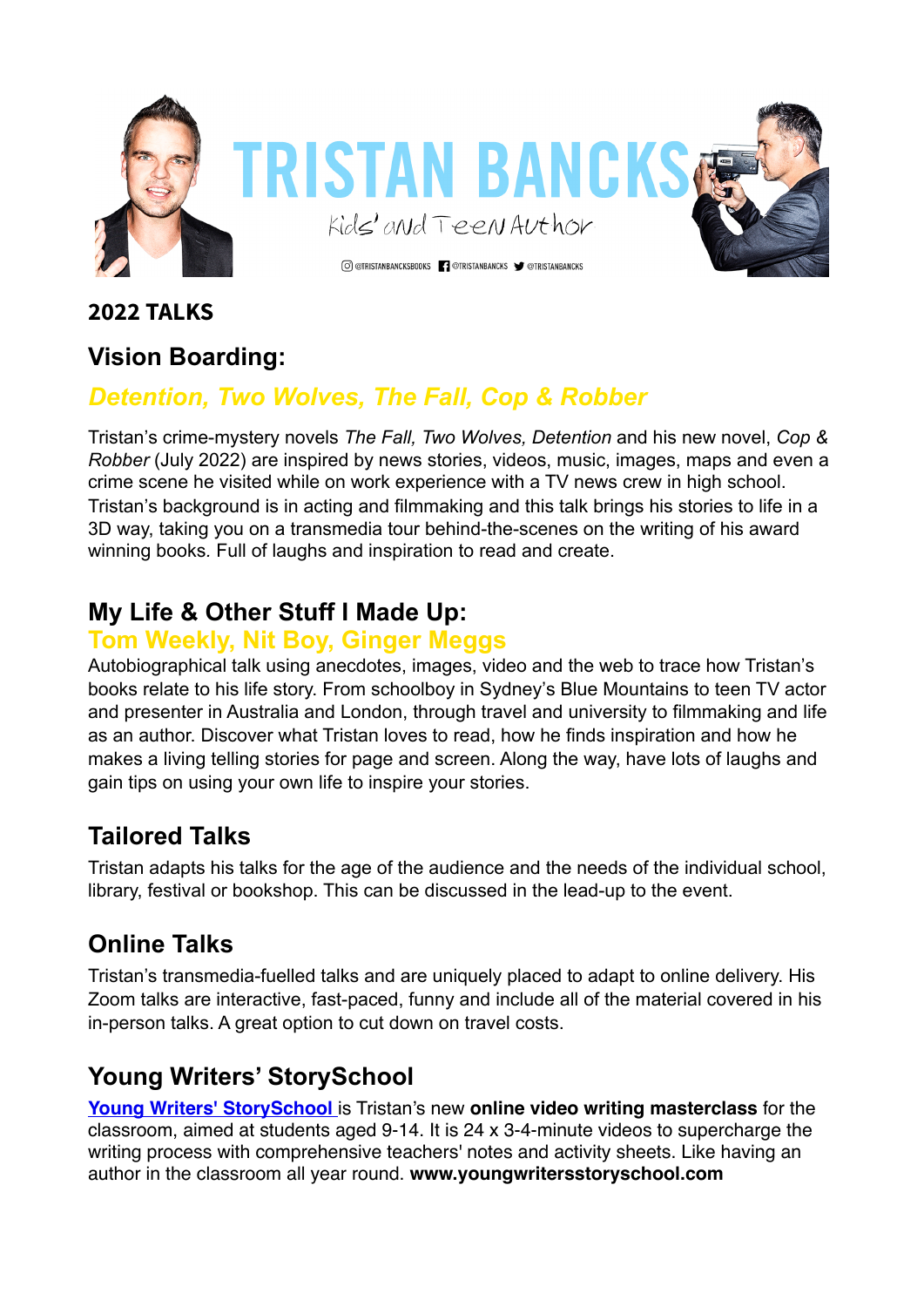# TRISTAN BANCKS

Kids' and Teen Author

@TRISTANBANCKSBOOKS @TRISTANBANCKS @TRISTANBANCKS

## 2022 TALKS

## Vision Boarding:

### *Detention, Two Wolves, The Fall, Cop & Robber*

Tristan's crime-mystery novels *The Fall, Two Wolves, Detention* and his new novel, *Cop & Robber* (July 2022) are inspired by news stories, videos, music, images, maps and even a crime scene he visited while on work experience with a TV news crew in high school. Tristan's background is in acting and filmmaking and this talk brings his stories to life in a 3D way, taking you on a transmedia tour behind-the-scenes on the writing of his award winning books. Full of laughs and inspiration to read and create.

## My Life & Other Stuff I Made Up:

### Tom Weekly, Nit Boy, Ginger Meggs

Autobiographical talk using anecdotes, images, video and the web to trace how Tristan's books relate to his life story. From schoolboy in Sydney's Blue Mountains to teen TV actor and presenter in Australia and London, through travel and university to filmmaking and life as an author. Discover what Tristan loves to read, how he finds inspiration and how he makes a living telling stories for page and screen. Along the way, have lots of laughs and gain tips on using your own life to inspire your stories.

## Tailored Talks

Tristan adapts his talks for the age of the audience and the needs of the individual school, library, festival or bookshop. This can be discussed in the lead-up to the event.

## Online Talks

Tristan's transmedia-fuelled talks and are uniquely placed to adapt to online delivery. His Zoom talks are interactive, fast-paced, funny and include all of the material covered in his in-person talks. A great option to cut down on travel costs.

## Young Writers' StorySchool

Young Writers' StorySchool is Tristan's new **online video writing masterclass** for the classroom, aimed at students aged 9-14. It is 24 x 3-4-minute videos to supercharge the writing process with comprehensive teachers' notes and activity sheets. Like having an author in the classroom all year round. **www.youngwritersstoryschool.com**